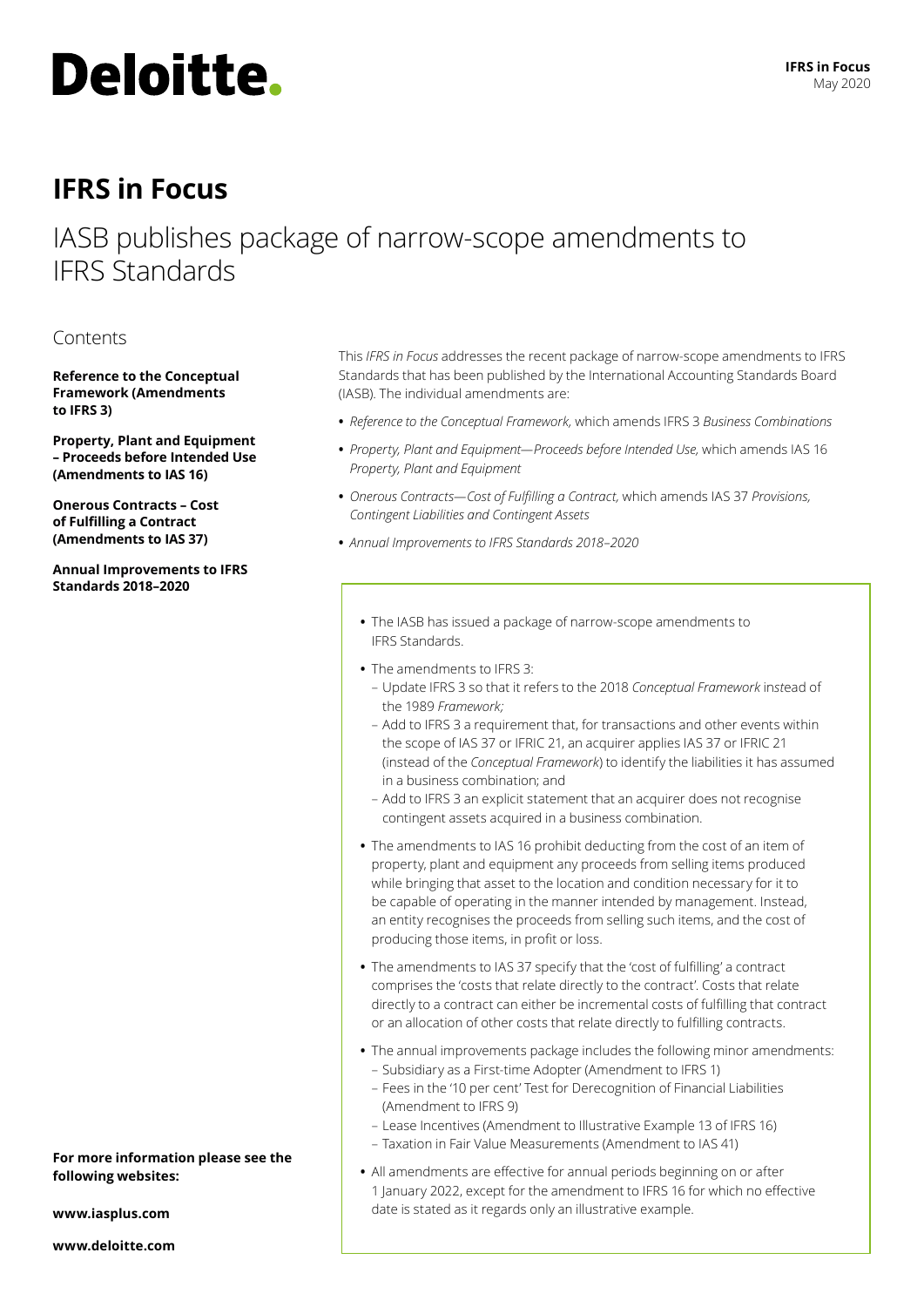# IFRS in Focus

## IASB publishes package of narrow-scope amendments to IFRS Standards

### Contents

**Reference to the Conceptual Framework (Amendments to IFRS 3)**

**Property, Plant and Equipment – Proceeds before Intended Use (Amendments to IAS 16)**

**Onerous Contracts – Cost of Fulfilling a Contract (Amendments to IAS 37)**

**Annual Improvements to IFRS Standards 2018–2020**

This *IFRS in Focus* addresses the recent package of narrow-scope amendments to IFRS Standards that has been published by the International Accounting Standards Board (IASB). The individual amendments are:

- *Reference to the Conceptual Framework,* which amends IFRS 3 *Business Combinations*
- *Property, Plant and Equipment—Proceeds before Intended Use,* which amends IAS 16 *Property, Plant and Equipment*
- *Onerous Contracts—Cost of Fulfilling a Contract,* which amends IAS 37 *Provisions, Contingent Liabilities and Contingent Assets*
- *Annual Improvements to IFRS Standards 2018–2020*

- The IASB has issued a package of narrow-scope amendments to IFRS Standards.
- The amendments to IFRS 3:
  - Update IFRS 3 so that it refers to the 2018 *Conceptual Framework* instead of the 1989 *Framework;*
  - Add to IFRS 3 a requirement that, for transactions and other events within the scope of IAS 37 or IFRIC 21, an acquirer applies IAS 37 or IFRIC 21 (instead of the *Conceptual Framework*) to identify the liabilities it has assumed in a business combination; and
  - Add to IFRS 3 an explicit statement that an acquirer does not recognise contingent assets acquired in a business combination.
- The amendments to IAS 16 prohibit deducting from the cost of an item of property, plant and equipment any proceeds from selling items produced while bringing that asset to the location and condition necessary for it to be capable of operating in the manner intended by management. Instead, an entity recognises the proceeds from selling such items, and the cost of producing those items, in profit or loss.
- The amendments to IAS 37 specify that the 'cost of fulfilling' a contract comprises the 'costs that relate directly to the contract'. Costs that relate directly to a contract can either be incremental costs of fulfilling that contract or an allocation of other costs that relate directly to fulfilling contracts.
- The annual improvements package includes the following minor amendments:
  - Subsidiary as a First-time Adopter (Amendment to IFRS 1)
  - Fees in the '10 per cent' Test for Derecognition of Financial Liabilities (Amendment to IFRS 9)
  - Lease Incentives (Amendment to Illustrative Example 13 of IFRS 16)
  - Taxation in Fair Value Measurements (Amendment to IAS 41)
- All amendments are effective for annual periods beginning on or after 1 January 2022, except for the amendment to IFRS 16 for which no effective date is stated as it regards only an illustrative example.

**For more information please see the following websites:**

**www.iasplus.com**

**www.deloitte.com**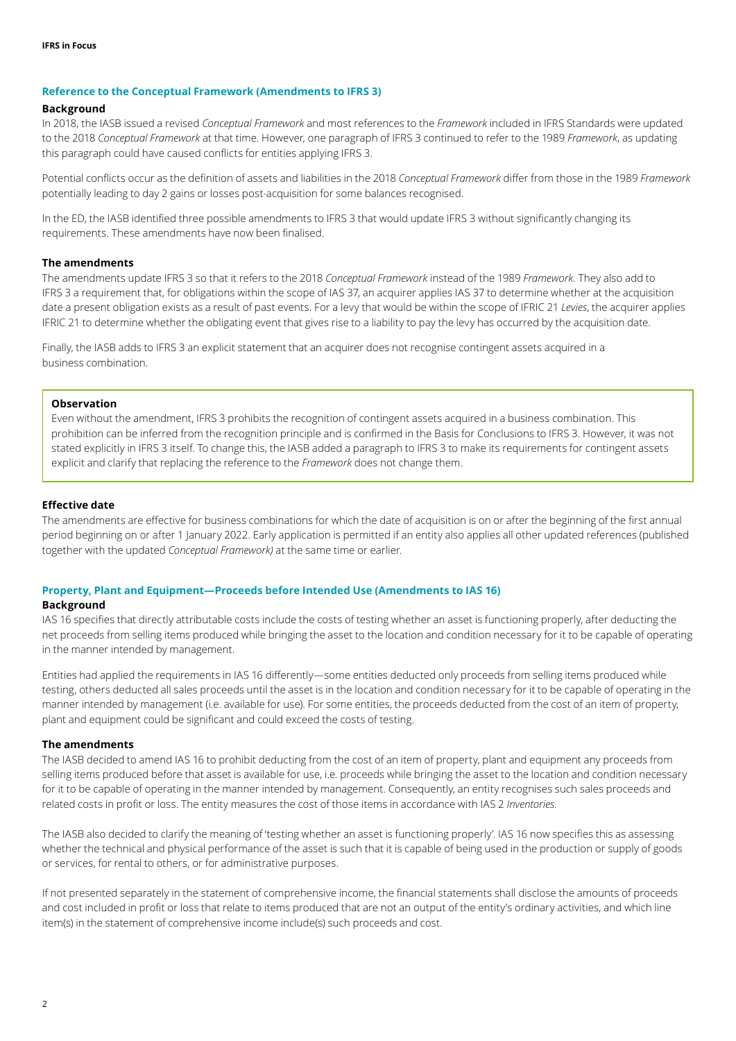## Reference to the Conceptual Framework (Amendments to IFRS 3)

### Background

In 2018, the IASB issued a revised *Conceptual Framework* and most references to the *Framework* included in IFRS Standards were updated to the 2018 *Conceptual Framework* at that time. However, one paragraph of IFRS 3 continued to refer to the 1989 *Framework*, as updating this paragraph could have caused conflicts for entities applying IFRS 3.

Potential conflicts occur as the definition of assets and liabilities in the 2018 *Conceptual Framework* differ from those in the 1989 *Framework* potentially leading to day 2 gains or losses post-acquisition for some balances recognised.

In the ED, the IASB identified three possible amendments to IFRS 3 that would update IFRS 3 without significantly changing its requirements. These amendments have now been finalised.

### The amendments

The amendments update IFRS 3 so that it refers to the 2018 *Conceptual Framework* instead of the 1989 *Framework*. They also add to IFRS 3 a requirement that, for obligations within the scope of IAS 37, an acquirer applies IAS 37 to determine whether at the acquisition date a present obligation exists as a result of past events. For a levy that would be within the scope of IFRIC 21 *Levies*, the acquirer applies IFRIC 21 to determine whether the obligating event that gives rise to a liability to pay the levy has occurred by the acquisition date.

Finally, the IASB adds to IFRS 3 an explicit statement that an acquirer does not recognise contingent assets acquired in a business combination.

> **Observation**
>
> Even without the amendment, IFRS 3 prohibits the recognition of contingent assets acquired in a business combination. This prohibition can be inferred from the recognition principle and is confirmed in the Basis for Conclusions to IFRS 3. However, it was not stated explicitly in IFRS 3 itself. To change this, the IASB added a paragraph to IFRS 3 to make its requirements for contingent assets explicit and clarify that replacing the reference to the *Framework* does not change them.

### Effective date

The amendments are effective for business combinations for which the date of acquisition is on or after the beginning of the first annual period beginning on or after 1 January 2022. Early application is permitted if an entity also applies all other updated references (published together with the updated *Conceptual Framework)* at the same time or earlier.

## Property, Plant and Equipment—Proceeds before Intended Use (Amendments to IAS 16)

### Background

IAS 16 specifies that directly attributable costs include the costs of testing whether an asset is functioning properly, after deducting the net proceeds from selling items produced while bringing the asset to the location and condition necessary for it to be capable of operating in the manner intended by management.

Entities had applied the requirements in IAS 16 differently—some entities deducted only proceeds from selling items produced while testing, others deducted all sales proceeds until the asset is in the location and condition necessary for it to be capable of operating in the manner intended by management (i.e. available for use). For some entities, the proceeds deducted from the cost of an item of property, plant and equipment could be significant and could exceed the costs of testing.

### The amendments

The IASB decided to amend IAS 16 to prohibit deducting from the cost of an item of property, plant and equipment any proceeds from selling items produced before that asset is available for use, i.e. proceeds while bringing the asset to the location and condition necessary for it to be capable of operating in the manner intended by management. Consequently, an entity recognises such sales proceeds and related costs in profit or loss. The entity measures the cost of those items in accordance with IAS 2 *Inventories*.

The IASB also decided to clarify the meaning of 'testing whether an asset is functioning properly'. IAS 16 now specifies this as assessing whether the technical and physical performance of the asset is such that it is capable of being used in the production or supply of goods or services, for rental to others, or for administrative purposes.

If not presented separately in the statement of comprehensive income, the financial statements shall disclose the amounts of proceeds and cost included in profit or loss that relate to items produced that are not an output of the entity's ordinary activities, and which line item(s) in the statement of comprehensive income include(s) such proceeds and cost.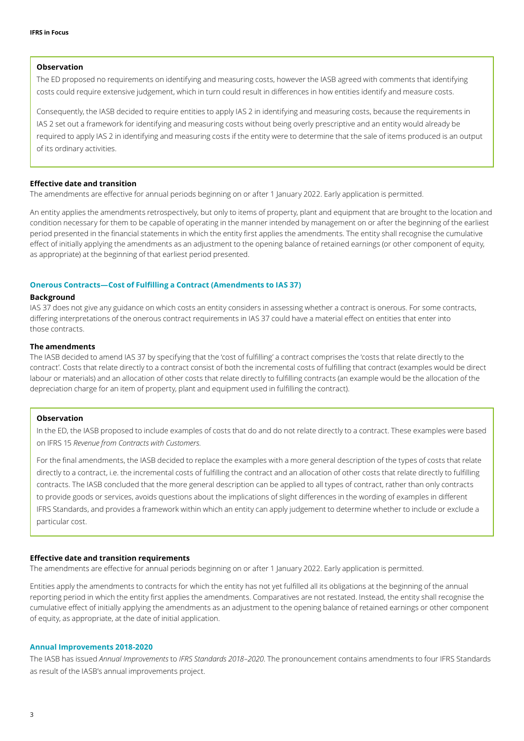**Observation**

The ED proposed no requirements on identifying and measuring costs, however the IASB agreed with comments that identifying costs could require extensive judgement, which in turn could result in differences in how entities identify and measure costs.

Consequently, the IASB decided to require entities to apply IAS 2 in identifying and measuring costs, because the requirements in IAS 2 set out a framework for identifying and measuring costs without being overly prescriptive and an entity would already be required to apply IAS 2 in identifying and measuring costs if the entity were to determine that the sale of items produced is an output of its ordinary activities.

**Effective date and transition**

The amendments are effective for annual periods beginning on or after 1 January 2022. Early application is permitted.

An entity applies the amendments retrospectively, but only to items of property, plant and equipment that are brought to the location and condition necessary for them to be capable of operating in the manner intended by management on or after the beginning of the earliest period presented in the financial statements in which the entity first applies the amendments. The entity shall recognise the cumulative effect of initially applying the amendments as an adjustment to the opening balance of retained earnings (or other component of equity, as appropriate) at the beginning of that earliest period presented.

## Onerous Contracts—Cost of Fulfilling a Contract (Amendments to IAS 37)

**Background**

IAS 37 does not give any guidance on which costs an entity considers in assessing whether a contract is onerous. For some contracts, differing interpretations of the onerous contract requirements in IAS 37 could have a material effect on entities that enter into those contracts.

**The amendments**

The IASB decided to amend IAS 37 by specifying that the 'cost of fulfilling' a contract comprises the 'costs that relate directly to the contract'. Costs that relate directly to a contract consist of both the incremental costs of fulfilling that contract (examples would be direct labour or materials) and an allocation of other costs that relate directly to fulfilling contracts (an example would be the allocation of the depreciation charge for an item of property, plant and equipment used in fulfilling the contract).

**Observation**

In the ED, the IASB proposed to include examples of costs that do and do not relate directly to a contract. These examples were based on IFRS 15 *Revenue from Contracts with Customers*.

For the final amendments, the IASB decided to replace the examples with a more general description of the types of costs that relate directly to a contract, i.e. the incremental costs of fulfilling the contract and an allocation of other costs that relate directly to fulfilling contracts. The IASB concluded that the more general description can be applied to all types of contract, rather than only contracts to provide goods or services, avoids questions about the implications of slight differences in the wording of examples in different IFRS Standards, and provides a framework within which an entity can apply judgement to determine whether to include or exclude a particular cost.

**Effective date and transition requirements**

The amendments are effective for annual periods beginning on or after 1 January 2022. Early application is permitted.

Entities apply the amendments to contracts for which the entity has not yet fulfilled all its obligations at the beginning of the annual reporting period in which the entity first applies the amendments. Comparatives are not restated. Instead, the entity shall recognise the cumulative effect of initially applying the amendments as an adjustment to the opening balance of retained earnings or other component of equity, as appropriate, at the date of initial application.

## Annual Improvements 2018-2020

The IASB has issued *Annual Improvements* to *IFRS Standards 2018–2020*. The pronouncement contains amendments to four IFRS Standards as result of the IASB's annual improvements project.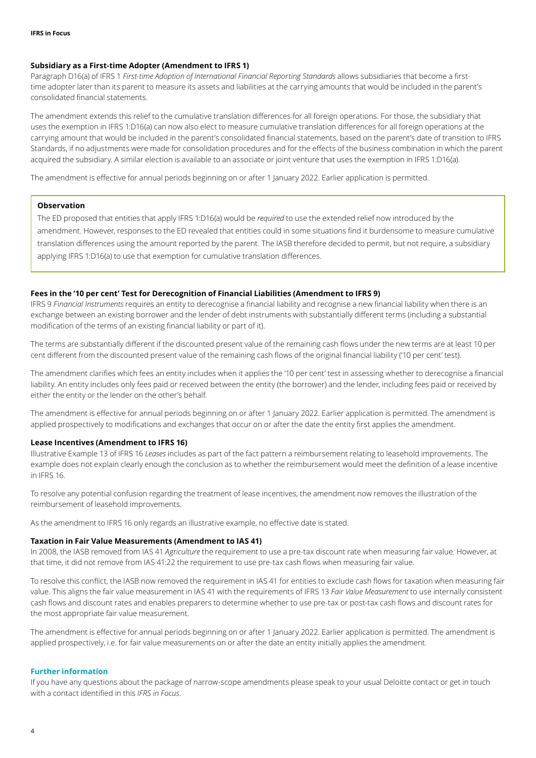### Subsidiary as a First-time Adopter (Amendment to IFRS 1)

Paragraph D16(a) of IFRS 1 *First-time Adoption of International Financial Reporting Standards* allows subsidiaries that become a first-time adopter later than its parent to measure its assets and liabilities at the carrying amounts that would be included in the parent's consolidated financial statements.

The amendment extends this relief to the cumulative translation differences for all foreign operations. For those, the subsidiary that uses the exemption in IFRS 1:D16(a) can now also elect to measure cumulative translation differences for all foreign operations at the carrying amount that would be included in the parent's consolidated financial statements, based on the parent's date of transition to IFRS Standards, if no adjustments were made for consolidation procedures and for the effects of the business combination in which the parent acquired the subsidiary. A similar election is available to an associate or joint venture that uses the exemption in IFRS 1:D16(a).

The amendment is effective for annual periods beginning on or after 1 January 2022. Earlier application is permitted.

> **Observation**
>
> The ED proposed that entities that apply IFRS 1:D16(a) would be *required* to use the extended relief now introduced by the amendment. However, responses to the ED revealed that entities could in some situations find it burdensome to measure cumulative translation differences using the amount reported by the parent. The IASB therefore decided to permit, but not require, a subsidiary applying IFRS 1:D16(a) to use that exemption for cumulative translation differences.

### Fees in the '10 per cent' Test for Derecognition of Financial Liabilities (Amendment to IFRS 9)

IFRS 9 *Financial Instruments* requires an entity to derecognise a financial liability and recognise a new financial liability when there is an exchange between an existing borrower and the lender of debt instruments with substantially different terms (including a substantial modification of the terms of an existing financial liability or part of it).

The terms are substantially different if the discounted present value of the remaining cash flows under the new terms are at least 10 per cent different from the discounted present value of the remaining cash flows of the original financial liability ('10 per cent' test).

The amendment clarifies which fees an entity includes when it applies the '10 per cent' test in assessing whether to derecognise a financial liability. An entity includes only fees paid or received between the entity (the borrower) and the lender, including fees paid or received by either the entity or the lender on the other's behalf.

The amendment is effective for annual periods beginning on or after 1 January 2022. Earlier application is permitted. The amendment is applied prospectively to modifications and exchanges that occur on or after the date the entity first applies the amendment.

### Lease Incentives (Amendment to IFRS 16)

Illustrative Example 13 of IFRS 16 *Leases* includes as part of the fact pattern a reimbursement relating to leasehold improvements. The example does not explain clearly enough the conclusion as to whether the reimbursement would meet the definition of a lease incentive in IFRS 16.

To resolve any potential confusion regarding the treatment of lease incentives, the amendment now removes the illustration of the reimbursement of leasehold improvements.

As the amendment to IFRS 16 only regards an illustrative example, no effective date is stated.

### Taxation in Fair Value Measurements (Amendment to IAS 41)

In 2008, the IASB removed from IAS 41 *Agriculture* the requirement to use a pre-tax discount rate when measuring fair value. However, at that time, it did not remove from IAS 41:22 the requirement to use pre-tax cash flows when measuring fair value.

To resolve this conflict, the IASB now removed the requirement in IAS 41 for entities to exclude cash flows for taxation when measuring fair value. This aligns the fair value measurement in IAS 41 with the requirements of IFRS 13 *Fair Value Measurement* to use internally consistent cash flows and discount rates and enables preparers to determine whether to use pre-tax or post-tax cash flows and discount rates for the most appropriate fair value measurement.

The amendment is effective for annual periods beginning on or after 1 January 2022. Earlier application is permitted. The amendment is applied prospectively, i.e. for fair value measurements on or after the date an entity initially applies the amendment.

## Further information

If you have any questions about the package of narrow-scope amendments please speak to your usual Deloitte contact or get in touch with a contact identified in this *IFRS in Focus*.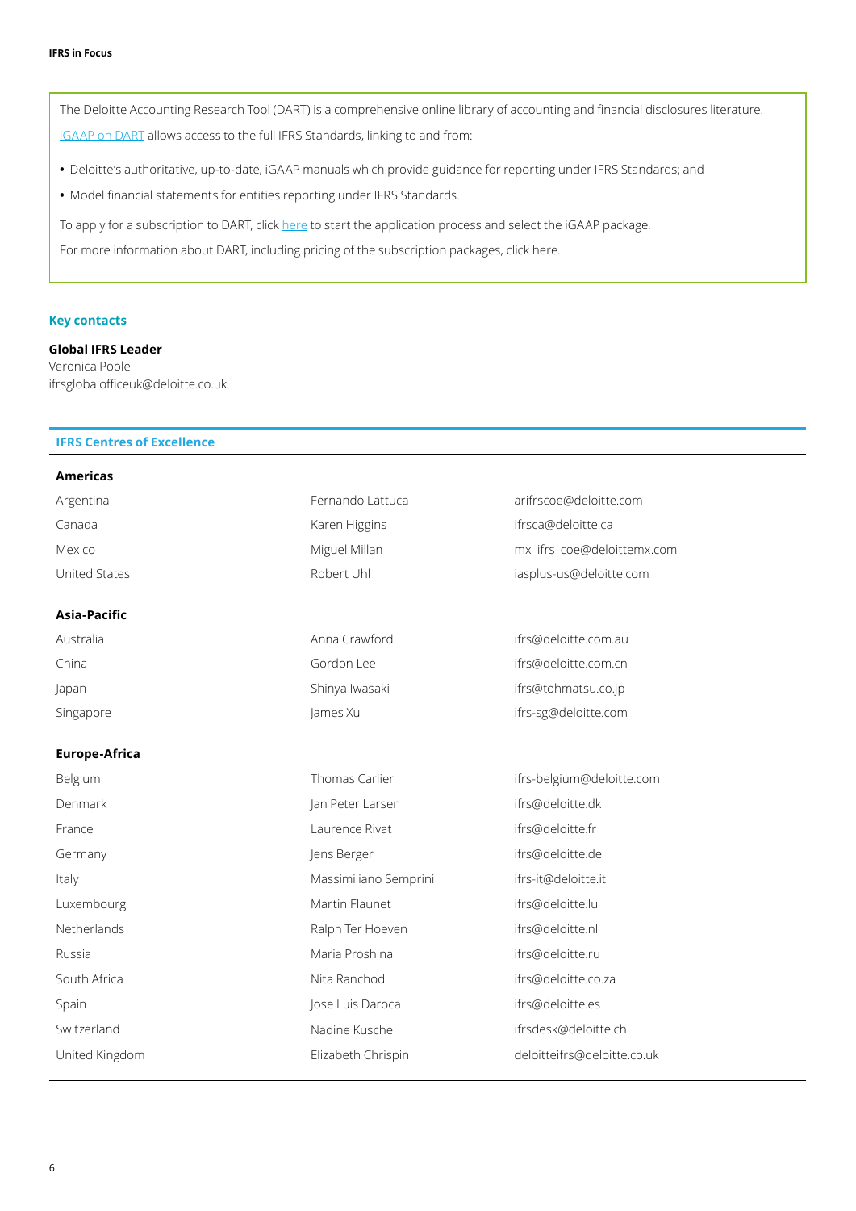The Deloitte Accounting Research Tool (DART) is a comprehensive online library of accounting and financial disclosures literature.

iGAAP on DART allows access to the full IFRS Standards, linking to and from:

- Deloitte's authoritative, up-to-date, iGAAP manuals which provide guidance for reporting under IFRS Standards; and
- Model financial statements for entities reporting under IFRS Standards.

To apply for a subscription to DART, click here to start the application process and select the iGAAP package.

For more information about DART, including pricing of the subscription packages, click here.

## Key contacts

**Global IFRS Leader**
Veronica Poole
ifrsglobalofficeuk@deloitte.co.uk

### IFRS Centres of Excellence

| | | |
|---|---|---|
| **Americas** | | |
| Argentina | Fernando Lattuca | arifrscoe@deloitte.com |
| Canada | Karen Higgins | ifrsca@deloitte.ca |
| Mexico | Miguel Millan | mx_ifrs_coe@deloittemx.com |
| United States | Robert Uhl | iasplus-us@deloitte.com |
| **Asia-Pacific** | | |
| Australia | Anna Crawford | ifrs@deloitte.com.au |
| China | Gordon Lee | ifrs@deloitte.com.cn |
| Japan | Shinya Iwasaki | ifrs@tohmatsu.co.jp |
| Singapore | James Xu | ifrs-sg@deloitte.com |
| **Europe-Africa** | | |
| Belgium | Thomas Carlier | ifrs-belgium@deloitte.com |
| Denmark | Jan Peter Larsen | ifrs@deloitte.dk |
| France | Laurence Rivat | ifrs@deloitte.fr |
| Germany | Jens Berger | ifrs@deloitte.de |
| Italy | Massimiliano Semprini | ifrs-it@deloitte.it |
| Luxembourg | Martin Flaunet | ifrs@deloitte.lu |
| Netherlands | Ralph Ter Hoeven | ifrs@deloitte.nl |
| Russia | Maria Proshina | ifrs@deloitte.ru |
| South Africa | Nita Ranchod | ifrs@deloitte.co.za |
| Spain | Jose Luis Daroca | ifrs@deloitte.es |
| Switzerland | Nadine Kusche | ifrsdesk@deloitte.ch |
| United Kingdom | Elizabeth Chrispin | deloitteifrs@deloitte.co.uk |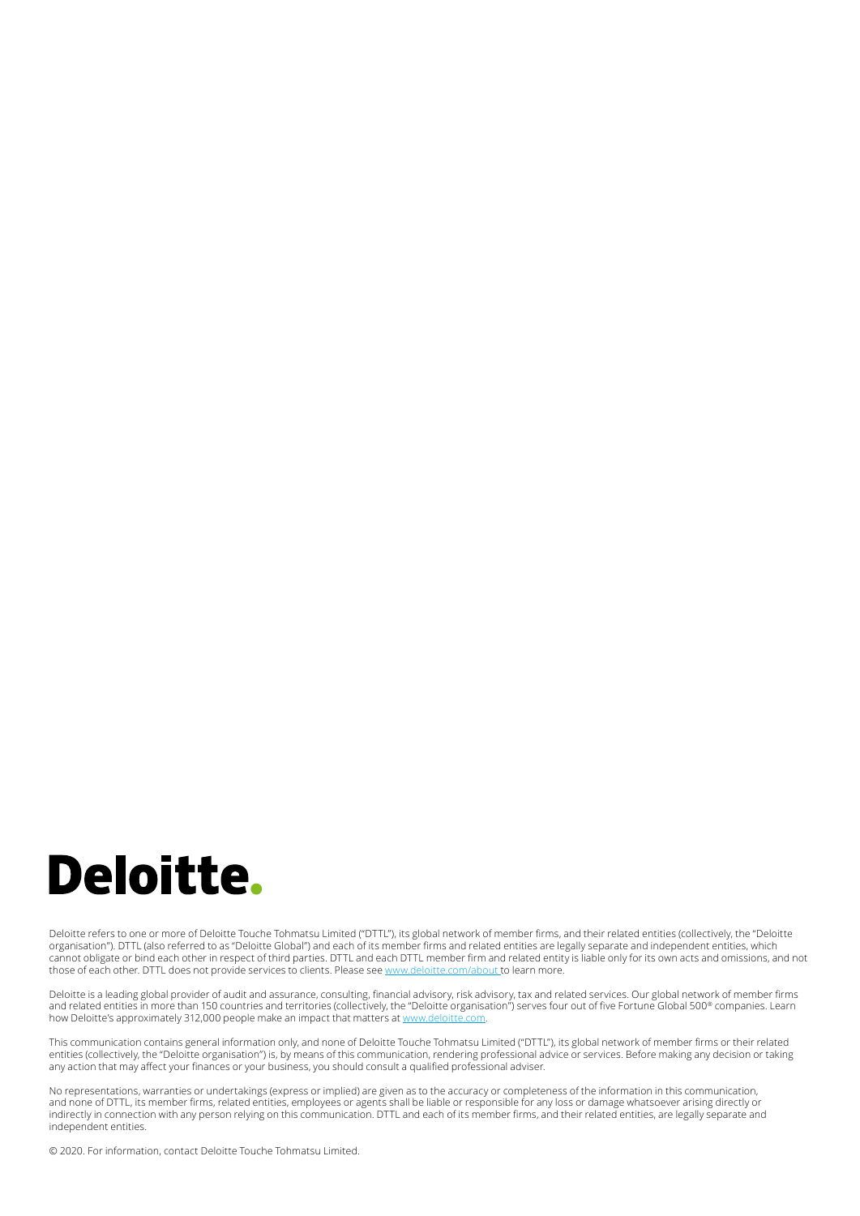Deloitte.

Deloitte refers to one or more of Deloitte Touche Tohmatsu Limited ("DTTL"), its global network of member firms, and their related entities (collectively, the "Deloitte organisation"). DTTL (also referred to as "Deloitte Global") and each of its member firms and related entities are legally separate and independent entities, which cannot obligate or bind each other in respect of third parties. DTTL and each DTTL member firm and related entity is liable only for its own acts and omissions, and not those of each other. DTTL does not provide services to clients. Please see www.deloitte.com/about to learn more.

Deloitte is a leading global provider of audit and assurance, consulting, financial advisory, risk advisory, tax and related services. Our global network of member firms and related entities in more than 150 countries and territories (collectively, the "Deloitte organisation") serves four out of five Fortune Global 500® companies. Learn how Deloitte's approximately 312,000 people make an impact that matters at www.deloitte.com.

This communication contains general information only, and none of Deloitte Touche Tohmatsu Limited ("DTTL"), its global network of member firms or their related entities (collectively, the "Deloitte organisation") is, by means of this communication, rendering professional advice or services. Before making any decision or taking any action that may affect your finances or your business, you should consult a qualified professional adviser.

No representations, warranties or undertakings (express or implied) are given as to the accuracy or completeness of the information in this communication, and none of DTTL, its member firms, related entities, employees or agents shall be liable or responsible for any loss or damage whatsoever arising directly or indirectly in connection with any person relying on this communication. DTTL and each of its member firms, and their related entities, are legally separate and independent entities.

© 2020. For information, contact Deloitte Touche Tohmatsu Limited.